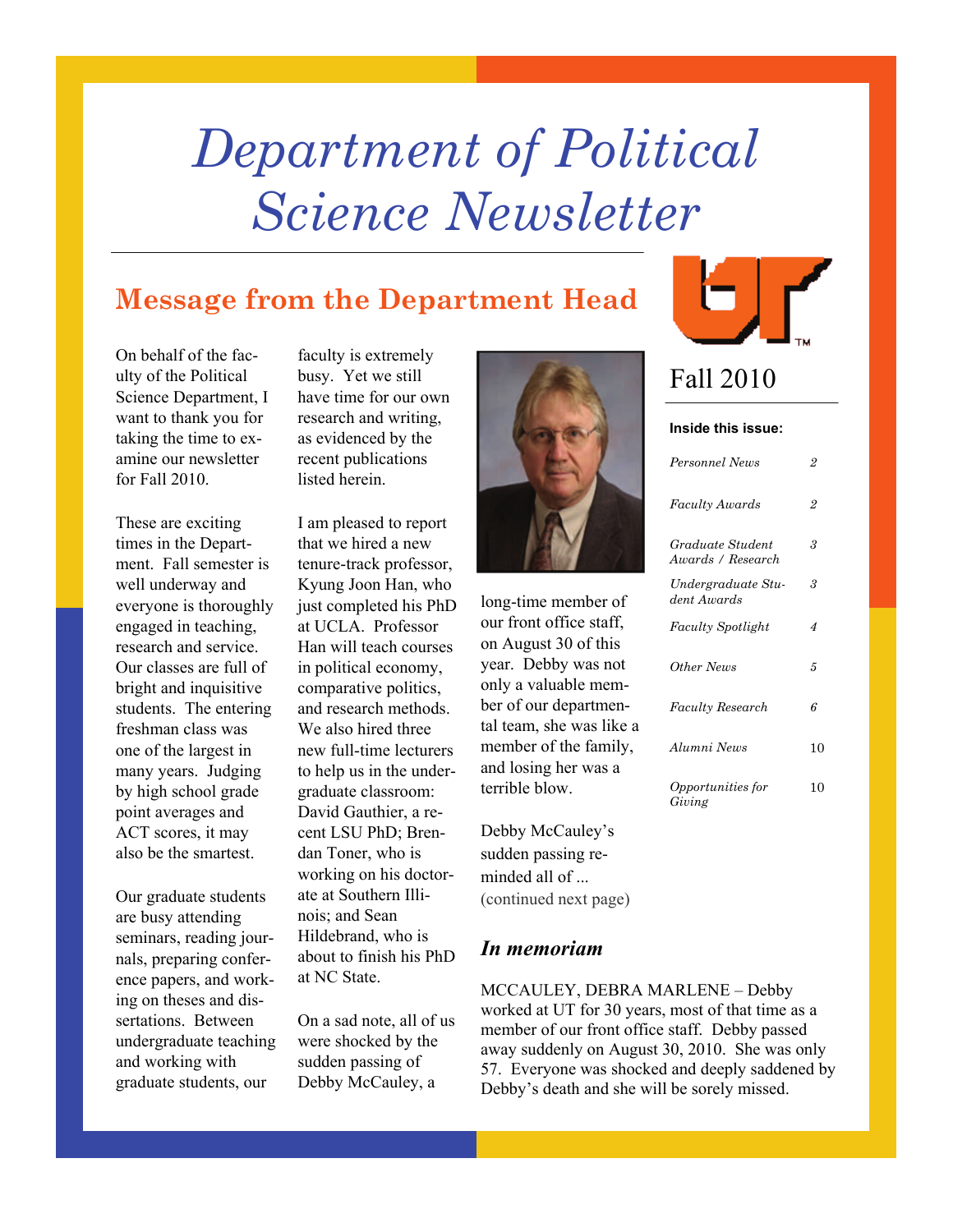# Department of Political Science Newsletter

Fall 2010

**Inside this issue:**

| | |
|---|---|
| *Personnel News* | 2 |
| *Faculty Awards* | 2 |
| *Graduate Student Awards / Research* | 3 |
| *Undergraduate Student Awards* | 3 |
| *Faculty Spotlight* | 4 |
| *Other News* | 5 |
| *Faculty Research* | 6 |
| *Alumni News* | 10 |
| *Opportunities for Giving* | 10 |

## Message from the Department Head

On behalf of the faculty of the Political Science Department, I want to thank you for taking the time to examine our newsletter for Fall 2010.

These are exciting times in the Department. Fall semester is well underway and everyone is thoroughly engaged in teaching, research and service. Our classes are full of bright and inquisitive students. The entering freshman class was one of the largest in many years. Judging by high school grade point averages and ACT scores, it may also be the smartest.

Our graduate students are busy attending seminars, reading journals, preparing conference papers, and working on theses and dissertations. Between undergraduate teaching and working with graduate students, our faculty is extremely busy. Yet we still have time for our own research and writing, as evidenced by the recent publications listed herein.

I am pleased to report that we hired a new tenure-track professor, Kyung Joon Han, who just completed his PhD at UCLA. Professor Han will teach courses in political economy, comparative politics, and research methods. We also hired three new full-time lecturers to help us in the undergraduate classroom: David Gauthier, a recent LSU PhD; Brendan Toner, who is working on his doctorate at Southern Illinois; and Sean Hildebrand, who is about to finish his PhD at NC State.

On a sad note, all of us were shocked by the sudden passing of Debby McCauley, a long-time member of our front office staff, on August 30 of this year. Debby was not only a valuable member of our departmental team, she was like a member of the family, and losing her was a terrible blow.

Debby McCauley's sudden passing reminded all of ... (continued next page)

### *In memoriam*

MCCAULEY, DEBRA MARLENE – Debby worked at UT for 30 years, most of that time as a member of our front office staff. Debby passed away suddenly on August 30, 2010. She was only 57. Everyone was shocked and deeply saddened by Debby's death and she will be sorely missed.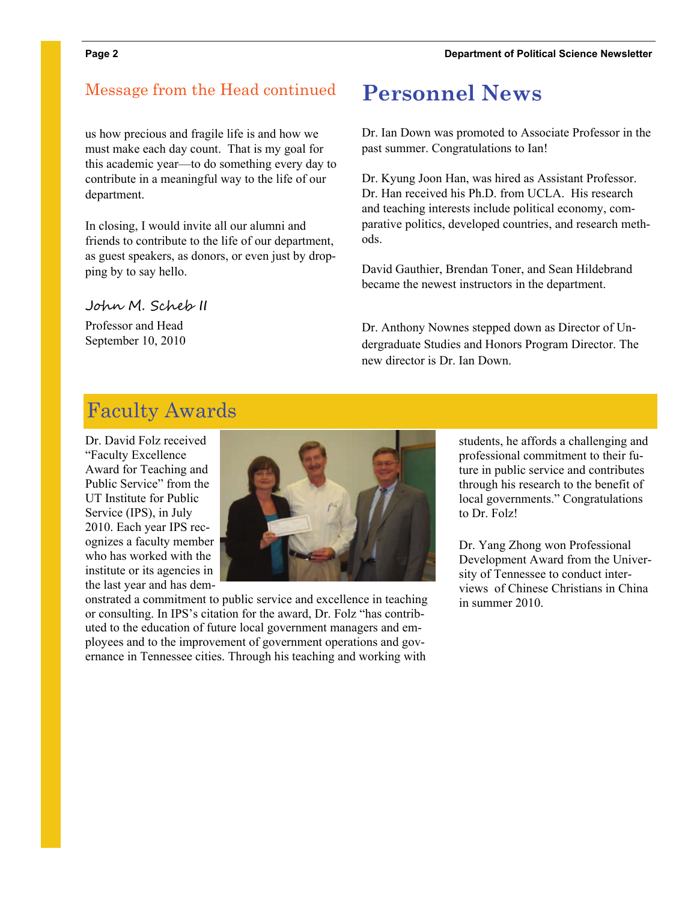## Message from the Head continued

us how precious and fragile life is and how we must make each day count. That is my goal for this academic year—to do something every day to contribute in a meaningful way to the life of our department.

In closing, I would invite all our alumni and friends to contribute to the life of our department, as guest speakers, as donors, or even just by dropping by to say hello.

John M. Scheb II

Professor and Head
September 10, 2010

# Personnel News

Dr. Ian Down was promoted to Associate Professor in the past summer. Congratulations to Ian!

Dr. Kyung Joon Han, was hired as Assistant Professor. Dr. Han received his Ph.D. from UCLA. His research and teaching interests include political economy, comparative politics, developed countries, and research methods.

David Gauthier, Brendan Toner, and Sean Hildebrand became the newest instructors in the department.

Dr. Anthony Nownes stepped down as Director of Undergraduate Studies and Honors Program Director. The new director is Dr. Ian Down.

## Faculty Awards

Dr. David Folz received "Faculty Excellence Award for Teaching and Public Service" from the UT Institute for Public Service (IPS), in July 2010. Each year IPS recognizes a faculty member who has worked with the institute or its agencies in the last year and has demonstrated a commitment to public service and excellence in teaching or consulting. In IPS's citation for the award, Dr. Folz "has contributed to the education of future local government managers and employees and to the improvement of government operations and governance in Tennessee cities. Through his teaching and working with students, he affords a challenging and professional commitment to their future in public service and contributes through his research to the benefit of local governments." Congratulations to Dr. Folz!

Dr. Yang Zhong won Professional Development Award from the University of Tennessee to conduct interviews of Chinese Christians in China in summer 2010.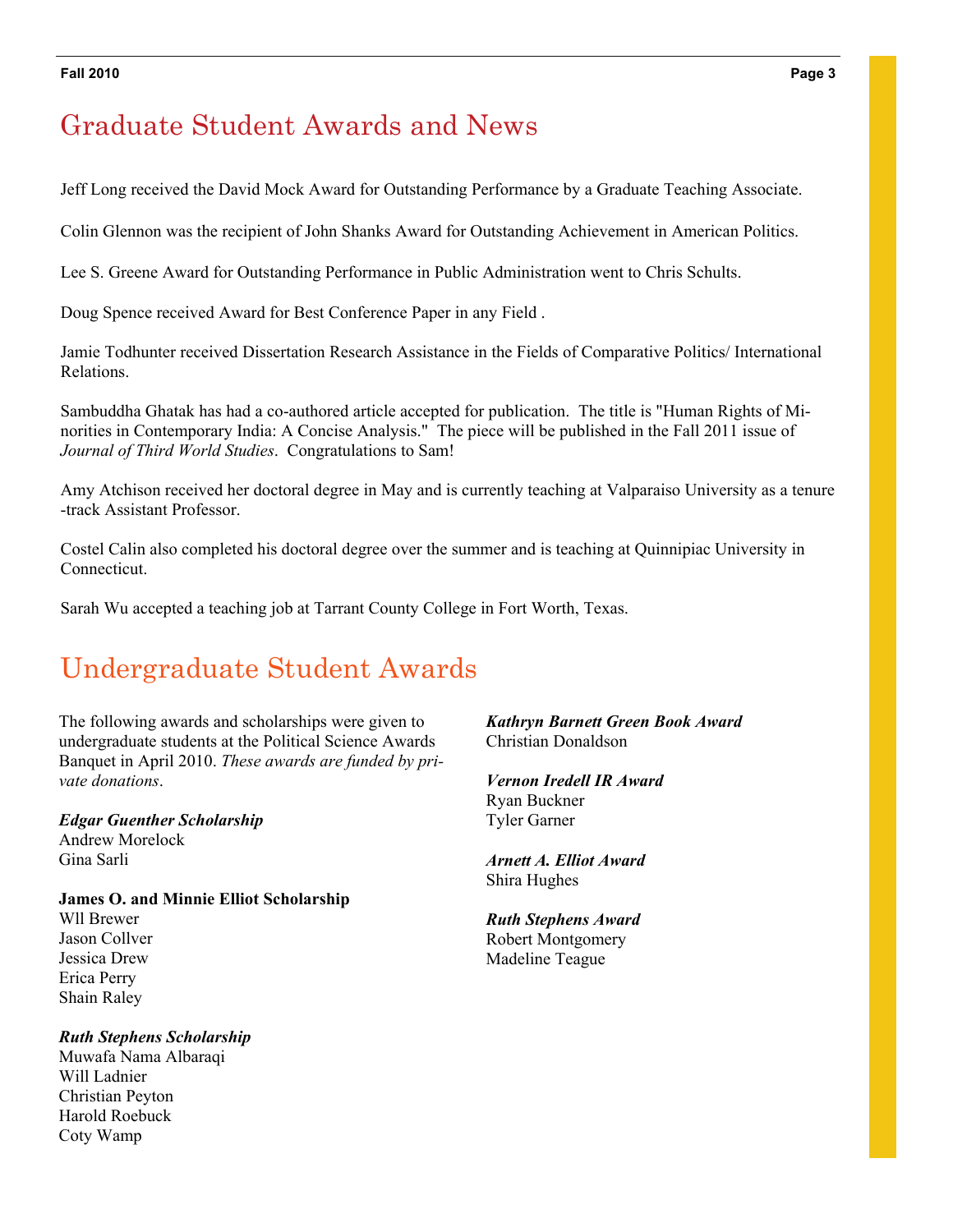## Graduate Student Awards and News

Jeff Long received the David Mock Award for Outstanding Performance by a Graduate Teaching Associate.

Colin Glennon was the recipient of John Shanks Award for Outstanding Achievement in American Politics.

Lee S. Greene Award for Outstanding Performance in Public Administration went to Chris Schults.

Doug Spence received Award for Best Conference Paper in any Field .

Jamie Todhunter received Dissertation Research Assistance in the Fields of Comparative Politics/ International Relations.

Sambuddha Ghatak has had a co-authored article accepted for publication. The title is "Human Rights of Minorities in Contemporary India: A Concise Analysis." The piece will be published in the Fall 2011 issue of *Journal of Third World Studies*. Congratulations to Sam!

Amy Atchison received her doctoral degree in May and is currently teaching at Valparaiso University as a tenure-track Assistant Professor.

Costel Calin also completed his doctoral degree over the summer and is teaching at Quinnipiac University in Connecticut.

Sarah Wu accepted a teaching job at Tarrant County College in Fort Worth, Texas.

## Undergraduate Student Awards

The following awards and scholarships were given to undergraduate students at the Political Science Awards Banquet in April 2010. *These awards are funded by private donations*.

***Edgar Guenther Scholarship***
Andrew Morelock
Gina Sarli

**James O. and Minnie Elliot Scholarship**
Wll Brewer
Jason Collver
Jessica Drew
Erica Perry
Shain Raley

***Ruth Stephens Scholarship***
Muwafa Nama Albaraqi
Will Ladnier
Christian Peyton
Harold Roebuck
Coty Wamp

***Kathryn Barnett Green Book Award***
Christian Donaldson

***Vernon Iredell IR Award***
Ryan Buckner
Tyler Garner

***Arnett A. Elliot Award***
Shira Hughes

***Ruth Stephens Award***
Robert Montgomery
Madeline Teague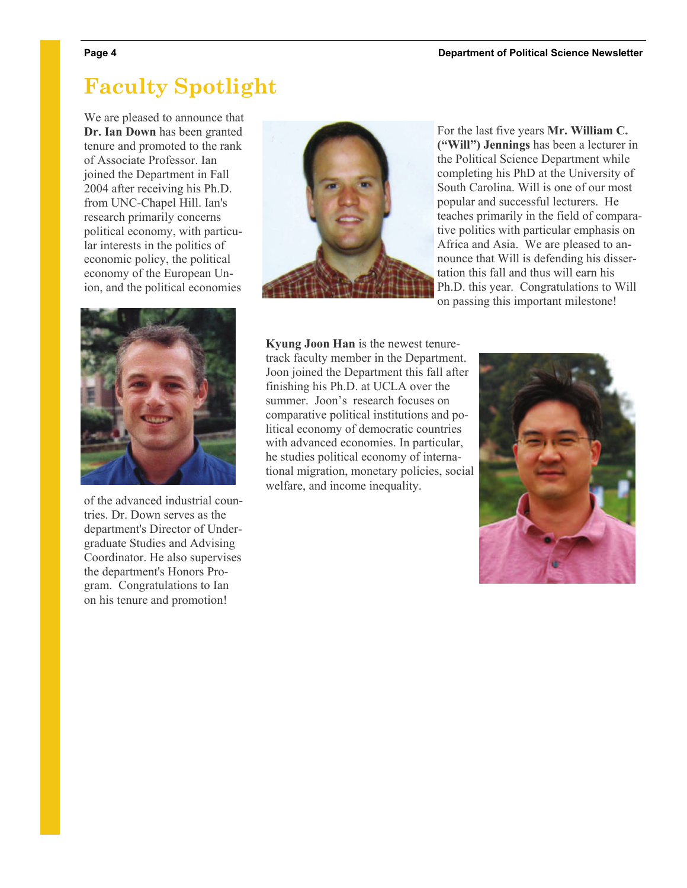# Faculty Spotlight

We are pleased to announce that **Dr. Ian Down** has been granted tenure and promoted to the rank of Associate Professor. Ian joined the Department in Fall 2004 after receiving his Ph.D. from UNC-Chapel Hill. Ian's research primarily concerns political economy, with particular interests in the politics of economic policy, the political economy of the European Union, and the political economies of the advanced industrial countries. Dr. Down serves as the department's Director of Undergraduate Studies and Advising Coordinator. He also supervises the department's Honors Program. Congratulations to Ian on his tenure and promotion!

For the last five years **Mr. William C. ("Will") Jennings** has been a lecturer in the Political Science Department while completing his PhD at the University of South Carolina. Will is one of our most popular and successful lecturers. He teaches primarily in the field of comparative politics with particular emphasis on Africa and Asia. We are pleased to announce that Will is defending his dissertation this fall and thus will earn his Ph.D. this year. Congratulations to Will on passing this important milestone!

**Kyung Joon Han** is the newest tenure-track faculty member in the Department. Joon joined the Department this fall after finishing his Ph.D. at UCLA over the summer. Joon's research focuses on comparative political institutions and political economy of democratic countries with advanced economies. In particular, he studies political economy of international migration, monetary policies, social welfare, and income inequality.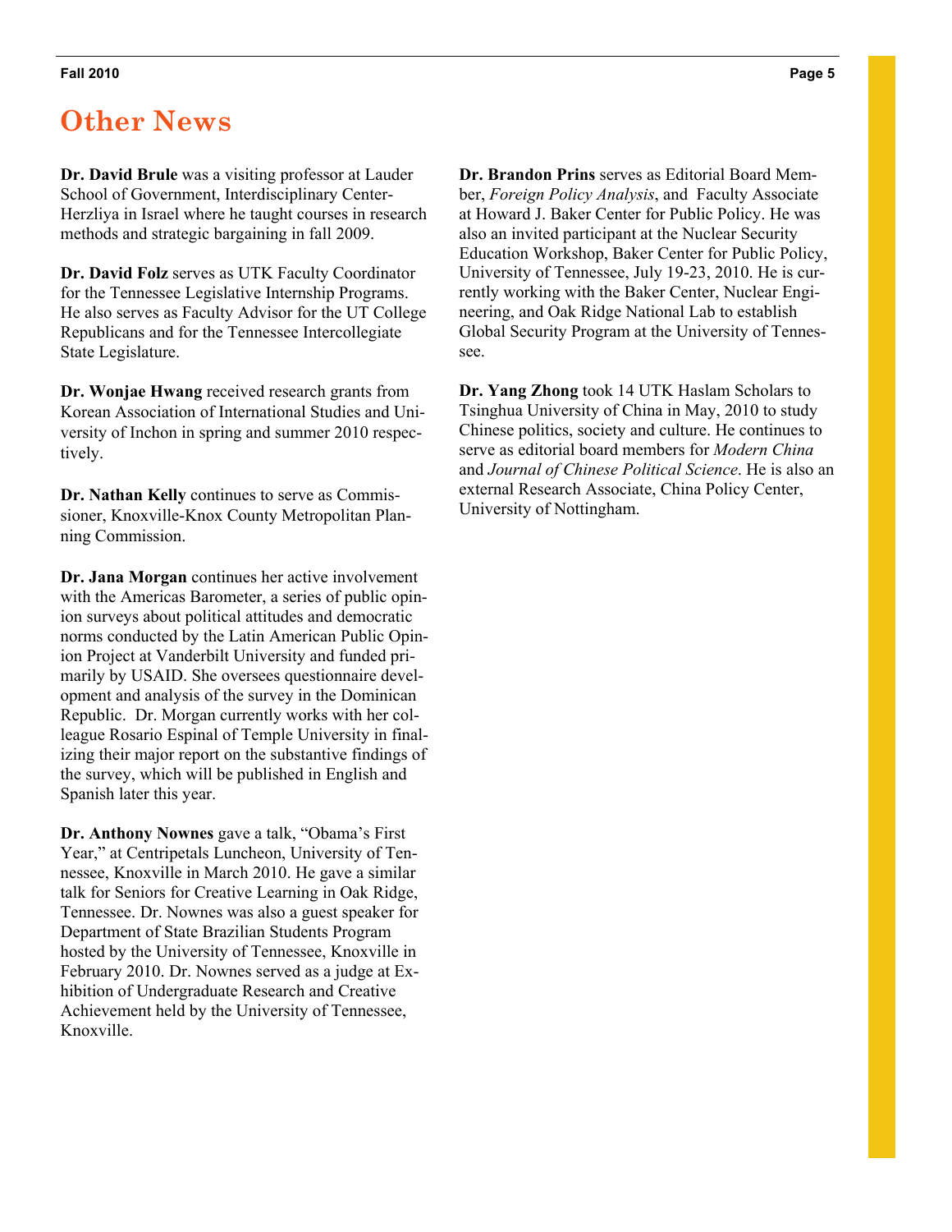# Other News

**Dr. David Brule** was a visiting professor at Lauder School of Government, Interdisciplinary Center-Herzliya in Israel where he taught courses in research methods and strategic bargaining in fall 2009.

**Dr. David Folz** serves as UTK Faculty Coordinator for the Tennessee Legislative Internship Programs. He also serves as Faculty Advisor for the UT College Republicans and for the Tennessee Intercollegiate State Legislature.

**Dr. Wonjae Hwang** received research grants from Korean Association of International Studies and University of Inchon in spring and summer 2010 respectively.

**Dr. Nathan Kelly** continues to serve as Commissioner, Knoxville-Knox County Metropolitan Planning Commission.

**Dr. Jana Morgan** continues her active involvement with the Americas Barometer, a series of public opinion surveys about political attitudes and democratic norms conducted by the Latin American Public Opinion Project at Vanderbilt University and funded primarily by USAID. She oversees questionnaire development and analysis of the survey in the Dominican Republic. Dr. Morgan currently works with her colleague Rosario Espinal of Temple University in finalizing their major report on the substantive findings of the survey, which will be published in English and Spanish later this year.

**Dr. Anthony Nownes** gave a talk, "Obama's First Year," at Centripetals Luncheon, University of Tennessee, Knoxville in March 2010. He gave a similar talk for Seniors for Creative Learning in Oak Ridge, Tennessee. Dr. Nownes was also a guest speaker for Department of State Brazilian Students Program hosted by the University of Tennessee, Knoxville in February 2010. Dr. Nownes served as a judge at Exhibition of Undergraduate Research and Creative Achievement held by the University of Tennessee, Knoxville.

**Dr. Brandon Prins** serves as Editorial Board Member, *Foreign Policy Analysis*, and Faculty Associate at Howard J. Baker Center for Public Policy. He was also an invited participant at the Nuclear Security Education Workshop, Baker Center for Public Policy, University of Tennessee, July 19-23, 2010. He is currently working with the Baker Center, Nuclear Engineering, and Oak Ridge National Lab to establish Global Security Program at the University of Tennessee.

**Dr. Yang Zhong** took 14 UTK Haslam Scholars to Tsinghua University of China in May, 2010 to study Chinese politics, society and culture. He continues to serve as editorial board members for *Modern China* and *Journal of Chinese Political Science*. He is also an external Research Associate, China Policy Center, University of Nottingham.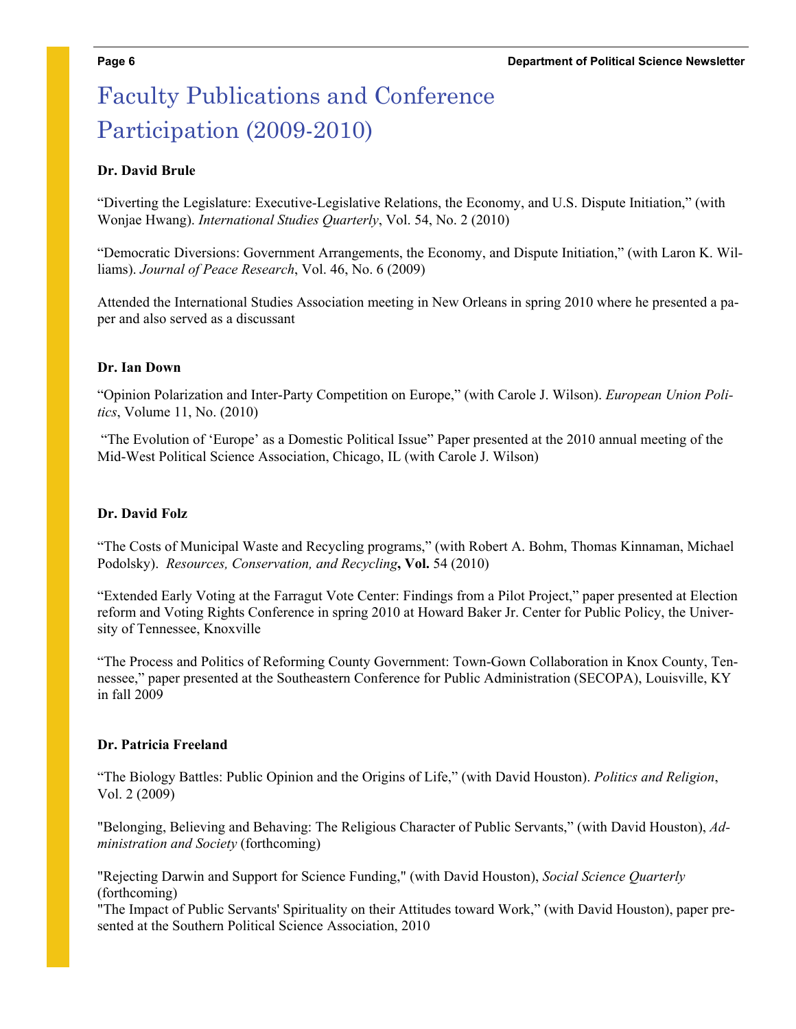# Faculty Publications and Conference Participation (2009-2010)

**Dr. David Brule**

"Diverting the Legislature: Executive-Legislative Relations, the Economy, and U.S. Dispute Initiation," (with Wonjae Hwang). *International Studies Quarterly*, Vol. 54, No. 2 (2010)

"Democratic Diversions: Government Arrangements, the Economy, and Dispute Initiation," (with Laron K. Williams). *Journal of Peace Research*, Vol. 46, No. 6 (2009)

Attended the International Studies Association meeting in New Orleans in spring 2010 where he presented a paper and also served as a discussant

**Dr. Ian Down**

"Opinion Polarization and Inter-Party Competition on Europe," (with Carole J. Wilson). *European Union Politics*, Volume 11, No. (2010)

"The Evolution of 'Europe' as a Domestic Political Issue" Paper presented at the 2010 annual meeting of the Mid-West Political Science Association, Chicago, IL (with Carole J. Wilson)

**Dr. David Folz**

"The Costs of Municipal Waste and Recycling programs," (with Robert A. Bohm, Thomas Kinnaman, Michael Podolsky). *Resources, Conservation, and Recycling*, **Vol.** 54 (2010)

"Extended Early Voting at the Farragut Vote Center: Findings from a Pilot Project," paper presented at Election reform and Voting Rights Conference in spring 2010 at Howard Baker Jr. Center for Public Policy, the University of Tennessee, Knoxville

"The Process and Politics of Reforming County Government: Town-Gown Collaboration in Knox County, Tennessee," paper presented at the Southeastern Conference for Public Administration (SECOPA), Louisville, KY in fall 2009

**Dr. Patricia Freeland**

"The Biology Battles: Public Opinion and the Origins of Life," (with David Houston). *Politics and Religion*, Vol. 2 (2009)

"Belonging, Believing and Behaving: The Religious Character of Public Servants," (with David Houston), *Administration and Society* (forthcoming)

"Rejecting Darwin and Support for Science Funding," (with David Houston), *Social Science Quarterly* (forthcoming)

"The Impact of Public Servants' Spirituality on their Attitudes toward Work," (with David Houston), paper presented at the Southern Political Science Association, 2010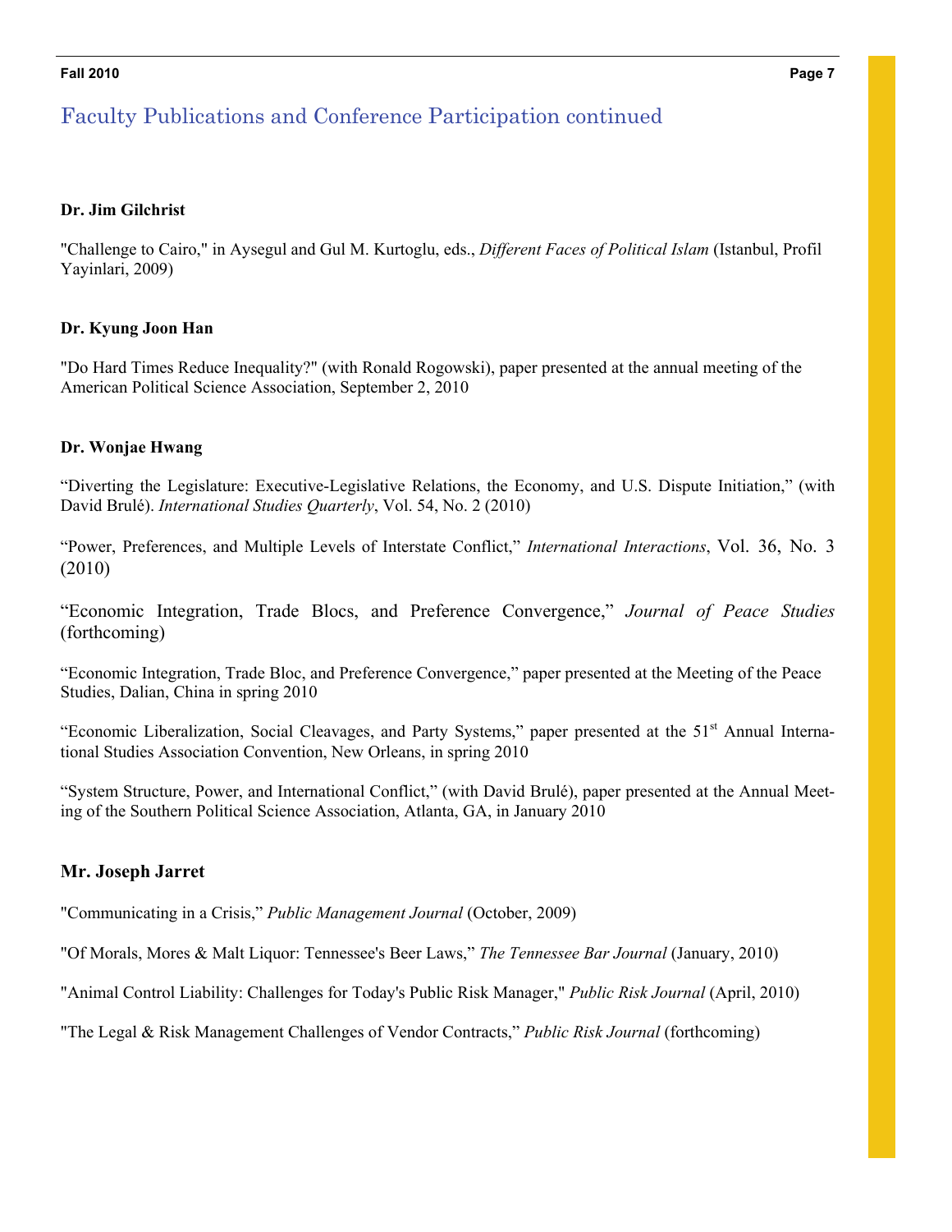## Faculty Publications and Conference Participation continued

**Dr. Jim Gilchrist**

"Challenge to Cairo," in Aysegul and Gul M. Kurtoglu, eds., *Different Faces of Political Islam* (Istanbul, Profil Yayinlari, 2009)

**Dr. Kyung Joon Han**

"Do Hard Times Reduce Inequality?" (with Ronald Rogowski), paper presented at the annual meeting of the American Political Science Association, September 2, 2010

**Dr. Wonjae Hwang**

"Diverting the Legislature: Executive-Legislative Relations, the Economy, and U.S. Dispute Initiation," (with David Brulé). *International Studies Quarterly*, Vol. 54, No. 2 (2010)

"Power, Preferences, and Multiple Levels of Interstate Conflict," *International Interactions*, Vol. 36, No. 3 (2010)

"Economic Integration, Trade Blocs, and Preference Convergence," *Journal of Peace Studies* (forthcoming)

"Economic Integration, Trade Bloc, and Preference Convergence," paper presented at the Meeting of the Peace Studies, Dalian, China in spring 2010

"Economic Liberalization, Social Cleavages, and Party Systems," paper presented at the 51st Annual International Studies Association Convention, New Orleans, in spring 2010

"System Structure, Power, and International Conflict," (with David Brulé), paper presented at the Annual Meeting of the Southern Political Science Association, Atlanta, GA, in January 2010

**Mr. Joseph Jarret**

"Communicating in a Crisis," *Public Management Journal* (October, 2009)

"Of Morals, Mores & Malt Liquor: Tennessee's Beer Laws," *The Tennessee Bar Journal* (January, 2010)

"Animal Control Liability: Challenges for Today's Public Risk Manager," *Public Risk Journal* (April, 2010)

"The Legal & Risk Management Challenges of Vendor Contracts," *Public Risk Journal* (forthcoming)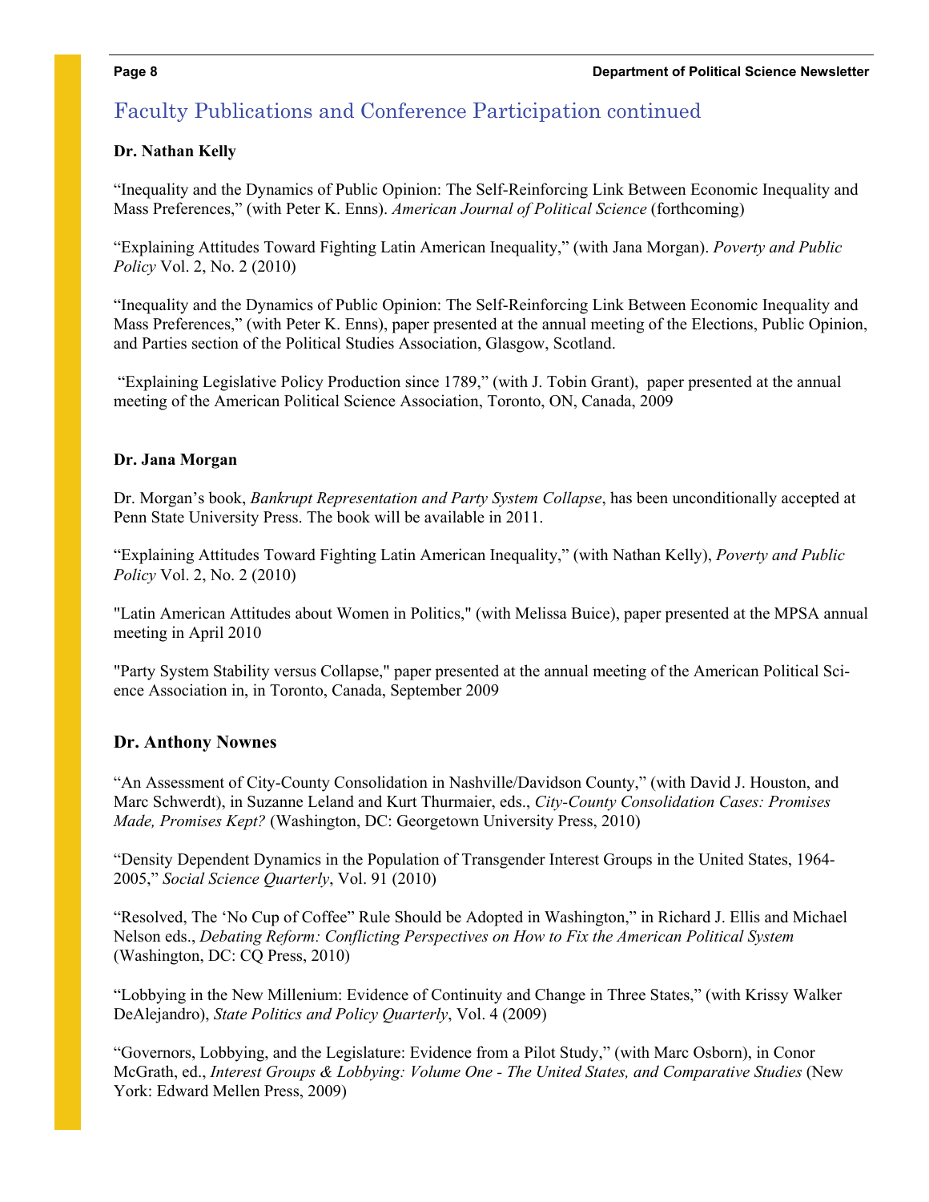## Faculty Publications and Conference Participation continued

**Dr. Nathan Kelly**

"Inequality and the Dynamics of Public Opinion: The Self-Reinforcing Link Between Economic Inequality and Mass Preferences," (with Peter K. Enns). *American Journal of Political Science* (forthcoming)

"Explaining Attitudes Toward Fighting Latin American Inequality," (with Jana Morgan). *Poverty and Public Policy* Vol. 2, No. 2 (2010)

"Inequality and the Dynamics of Public Opinion: The Self-Reinforcing Link Between Economic Inequality and Mass Preferences," (with Peter K. Enns), paper presented at the annual meeting of the Elections, Public Opinion, and Parties section of the Political Studies Association, Glasgow, Scotland.

"Explaining Legislative Policy Production since 1789," (with J. Tobin Grant), paper presented at the annual meeting of the American Political Science Association, Toronto, ON, Canada, 2009

**Dr. Jana Morgan**

Dr. Morgan's book, *Bankrupt Representation and Party System Collapse*, has been unconditionally accepted at Penn State University Press. The book will be available in 2011.

"Explaining Attitudes Toward Fighting Latin American Inequality," (with Nathan Kelly), *Poverty and Public Policy* Vol. 2, No. 2 (2010)

"Latin American Attitudes about Women in Politics," (with Melissa Buice), paper presented at the MPSA annual meeting in April 2010

"Party System Stability versus Collapse," paper presented at the annual meeting of the American Political Science Association in, in Toronto, Canada, September 2009

**Dr. Anthony Nownes**

"An Assessment of City-County Consolidation in Nashville/Davidson County," (with David J. Houston, and Marc Schwerdt), in Suzanne Leland and Kurt Thurmaier, eds., *City-County Consolidation Cases: Promises Made, Promises Kept?* (Washington, DC: Georgetown University Press, 2010)

"Density Dependent Dynamics in the Population of Transgender Interest Groups in the United States, 1964-2005," *Social Science Quarterly*, Vol. 91 (2010)

"Resolved, The 'No Cup of Coffee" Rule Should be Adopted in Washington," in Richard J. Ellis and Michael Nelson eds., *Debating Reform: Conflicting Perspectives on How to Fix the American Political System* (Washington, DC: CQ Press, 2010)

"Lobbying in the New Millenium: Evidence of Continuity and Change in Three States," (with Krissy Walker DeAlejandro), *State Politics and Policy Quarterly*, Vol. 4 (2009)

"Governors, Lobbying, and the Legislature: Evidence from a Pilot Study," (with Marc Osborn), in Conor McGrath, ed., *Interest Groups & Lobbying: Volume One - The United States, and Comparative Studies* (New York: Edward Mellen Press, 2009)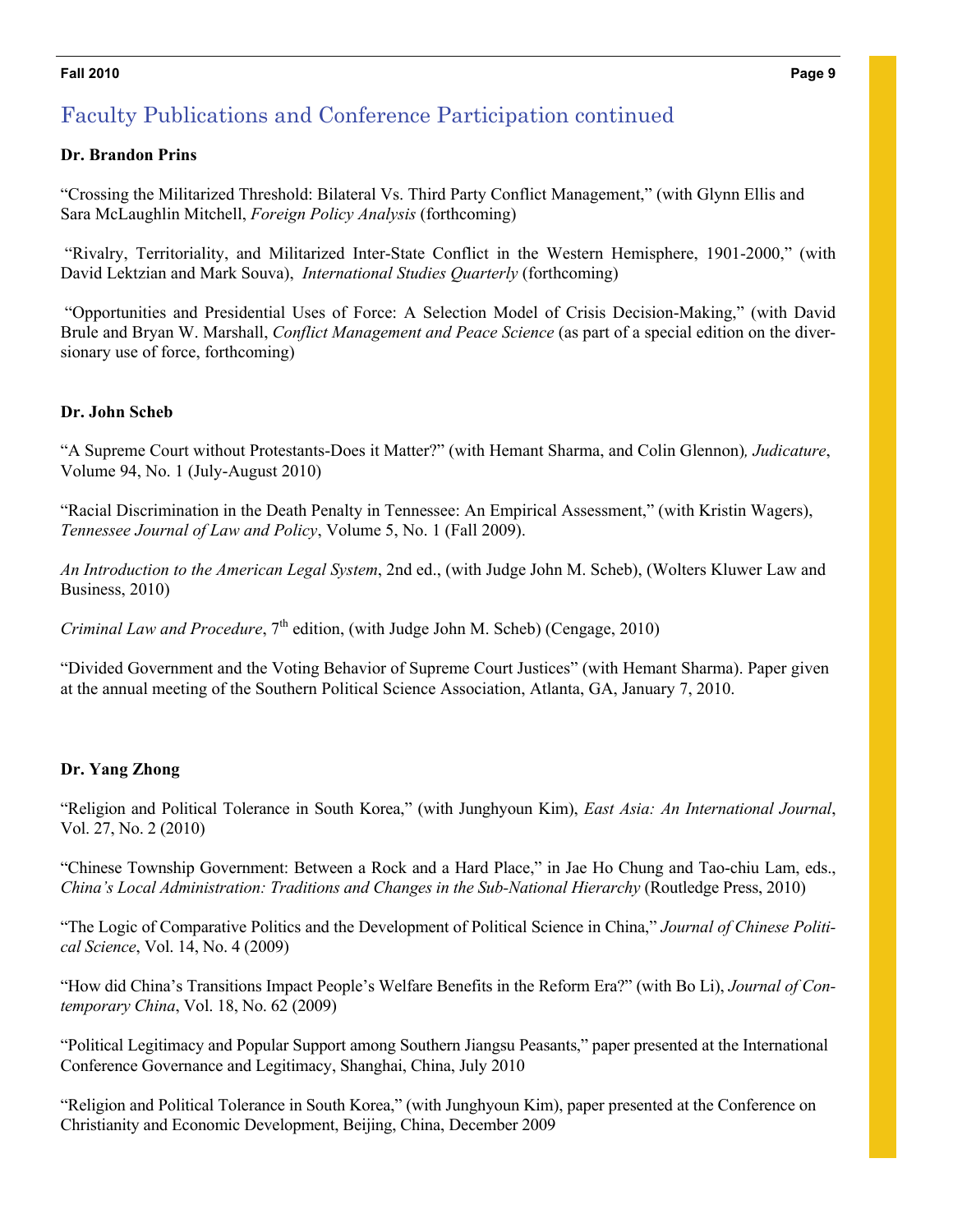## Faculty Publications and Conference Participation continued

**Dr. Brandon Prins**

"Crossing the Militarized Threshold: Bilateral Vs. Third Party Conflict Management," (with Glynn Ellis and Sara McLaughlin Mitchell, *Foreign Policy Analysis* (forthcoming)

"Rivalry, Territoriality, and Militarized Inter-State Conflict in the Western Hemisphere, 1901-2000," (with David Lektzian and Mark Souva), *International Studies Quarterly* (forthcoming)

"Opportunities and Presidential Uses of Force: A Selection Model of Crisis Decision-Making," (with David Brule and Bryan W. Marshall, *Conflict Management and Peace Science* (as part of a special edition on the diversionary use of force, forthcoming)

**Dr. John Scheb**

"A Supreme Court without Protestants-Does it Matter?" (with Hemant Sharma, and Colin Glennon), *Judicature*, Volume 94, No. 1 (July-August 2010)

"Racial Discrimination in the Death Penalty in Tennessee: An Empirical Assessment," (with Kristin Wagers), *Tennessee Journal of Law and Policy*, Volume 5, No. 1 (Fall 2009).

*An Introduction to the American Legal System*, 2nd ed., (with Judge John M. Scheb), (Wolters Kluwer Law and Business, 2010)

*Criminal Law and Procedure*, 7th edition, (with Judge John M. Scheb) (Cengage, 2010)

"Divided Government and the Voting Behavior of Supreme Court Justices" (with Hemant Sharma). Paper given at the annual meeting of the Southern Political Science Association, Atlanta, GA, January 7, 2010.

**Dr. Yang Zhong**

"Religion and Political Tolerance in South Korea," (with Junghyoun Kim), *East Asia: An International Journal*, Vol. 27, No. 2 (2010)

"Chinese Township Government: Between a Rock and a Hard Place," in Jae Ho Chung and Tao-chiu Lam, eds., *China's Local Administration: Traditions and Changes in the Sub-National Hierarchy* (Routledge Press, 2010)

"The Logic of Comparative Politics and the Development of Political Science in China," *Journal of Chinese Political Science*, Vol. 14, No. 4 (2009)

"How did China's Transitions Impact People's Welfare Benefits in the Reform Era?" (with Bo Li), *Journal of Contemporary China*, Vol. 18, No. 62 (2009)

"Political Legitimacy and Popular Support among Southern Jiangsu Peasants," paper presented at the International Conference Governance and Legitimacy, Shanghai, China, July 2010

"Religion and Political Tolerance in South Korea," (with Junghyoun Kim), paper presented at the Conference on Christianity and Economic Development, Beijing, China, December 2009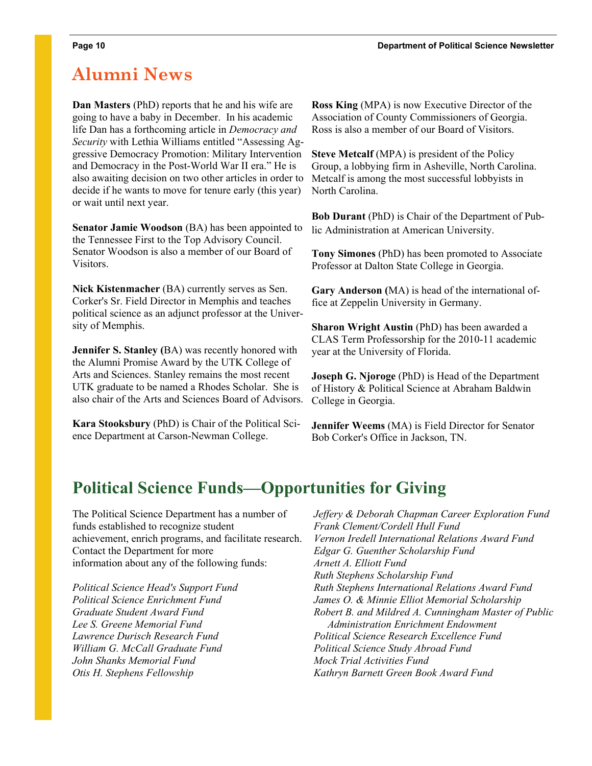## Alumni News

**Dan Masters** (PhD) reports that he and his wife are going to have a baby in December. In his academic life Dan has a forthcoming article in *Democracy and Security* with Lethia Williams entitled "Assessing Aggressive Democracy Promotion: Military Intervention and Democracy in the Post-World War II era." He is also awaiting decision on two other articles in order to decide if he wants to move for tenure early (this year) or wait until next year.

**Senator Jamie Woodson** (BA) has been appointed to the Tennessee First to the Top Advisory Council. Senator Woodson is also a member of our Board of Visitors.

**Nick Kistenmacher** (BA) currently serves as Sen. Corker's Sr. Field Director in Memphis and teaches political science as an adjunct professor at the University of Memphis.

**Jennifer S. Stanley (**BA) was recently honored with the Alumni Promise Award by the UTK College of Arts and Sciences. Stanley remains the most recent UTK graduate to be named a Rhodes Scholar. She is also chair of the Arts and Sciences Board of Advisors.

**Kara Stooksbury** (PhD) is Chair of the Political Science Department at Carson-Newman College.

**Ross King** (MPA) is now Executive Director of the Association of County Commissioners of Georgia. Ross is also a member of our Board of Visitors.

**Steve Metcalf** (MPA) is president of the Policy Group, a lobbying firm in Asheville, North Carolina. Metcalf is among the most successful lobbyists in North Carolina.

**Bob Durant** (PhD) is Chair of the Department of Public Administration at American University.

**Tony Simones** (PhD) has been promoted to Associate Professor at Dalton State College in Georgia.

**Gary Anderson (**MA) is head of the international office at Zeppelin University in Germany.

**Sharon Wright Austin** (PhD) has been awarded a CLAS Term Professorship for the 2010-11 academic year at the University of Florida.

**Joseph G. Njoroge** (PhD) is Head of the Department of History & Political Science at Abraham Baldwin College in Georgia.

**Jennifer Weems** (MA) is Field Director for Senator Bob Corker's Office in Jackson, TN.

## Political Science Funds—Opportunities for Giving

The Political Science Department has a number of funds established to recognize student achievement, enrich programs, and facilitate research. Contact the Department for more information about any of the following funds:

*Political Science Head's Support Fund*
*Political Science Enrichment Fund*
*Graduate Student Award Fund*
*Lee S. Greene Memorial Fund*
*Lawrence Durisch Research Fund*
*William G. McCall Graduate Fund*
*John Shanks Memorial Fund*
*Otis H. Stephens Fellowship*
*Jeffery & Deborah Chapman Career Exploration Fund*
*Frank Clement/Cordell Hull Fund*
*Vernon Iredell International Relations Award Fund*
*Edgar G. Guenther Scholarship Fund*
*Arnett A. Elliott Fund*
*Ruth Stephens Scholarship Fund*
*Ruth Stephens International Relations Award Fund*
*James O. & Minnie Elliot Memorial Scholarship*
*Robert B. and Mildred A. Cunningham Master of Public Administration Enrichment Endowment*
*Political Science Research Excellence Fund*
*Political Science Study Abroad Fund*
*Mock Trial Activities Fund*
*Kathryn Barnett Green Book Award Fund*